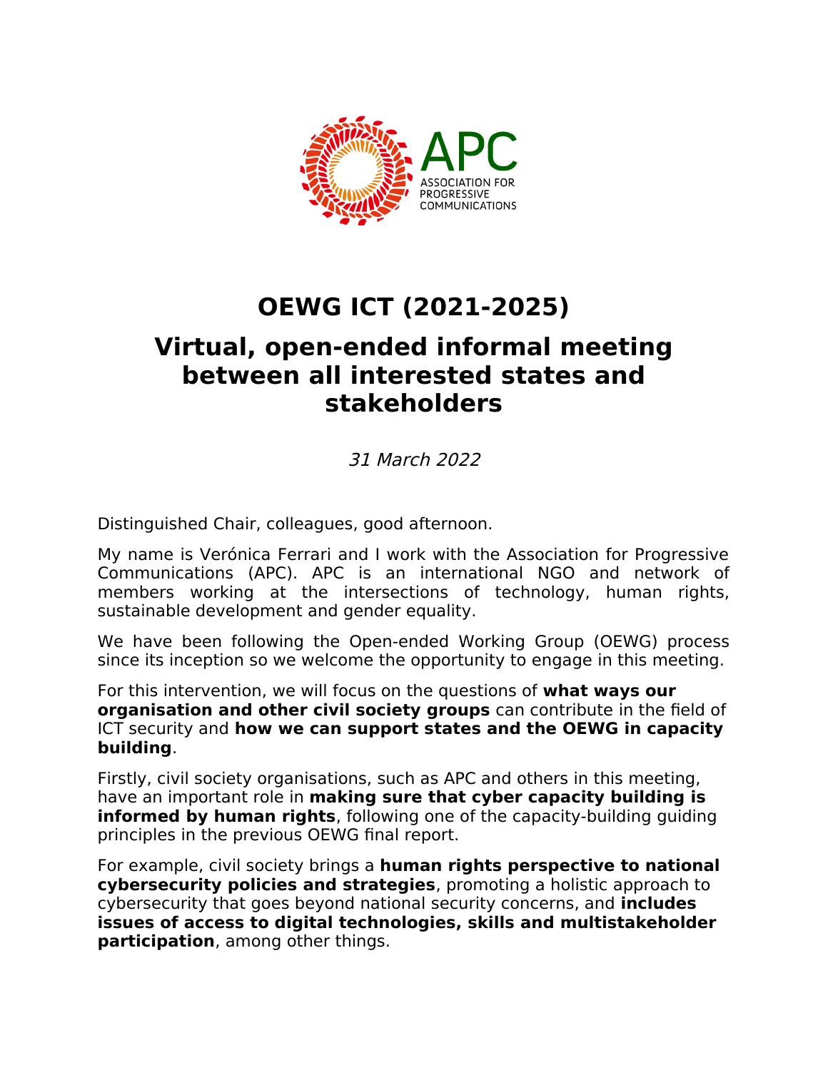APC
ASSOCIATION FOR PROGRESSIVE COMMUNICATIONS

# OEWG ICT (2021-2025)

# Virtual, open-ended informal meeting between all interested states and stakeholders

*31 March 2022*

Distinguished Chair, colleagues, good afternoon.

My name is Verónica Ferrari and I work with the Association for Progressive Communications (APC). APC is an international NGO and network of members working at the intersections of technology, human rights, sustainable development and gender equality.

We have been following the Open-ended Working Group (OEWG) process since its inception so we welcome the opportunity to engage in this meeting.

For this intervention, we will focus on the questions of **what ways our organisation and other civil society groups** can contribute in the field of ICT security and **how we can support states and the OEWG in capacity building**.

Firstly, civil society organisations, such as APC and others in this meeting, have an important role in **making sure that cyber capacity building is informed by human rights**, following one of the capacity-building guiding principles in the previous OEWG final report.

For example, civil society brings a **human rights perspective to national cybersecurity policies and strategies**, promoting a holistic approach to cybersecurity that goes beyond national security concerns, and **includes issues of access to digital technologies, skills and multistakeholder participation**, among other things.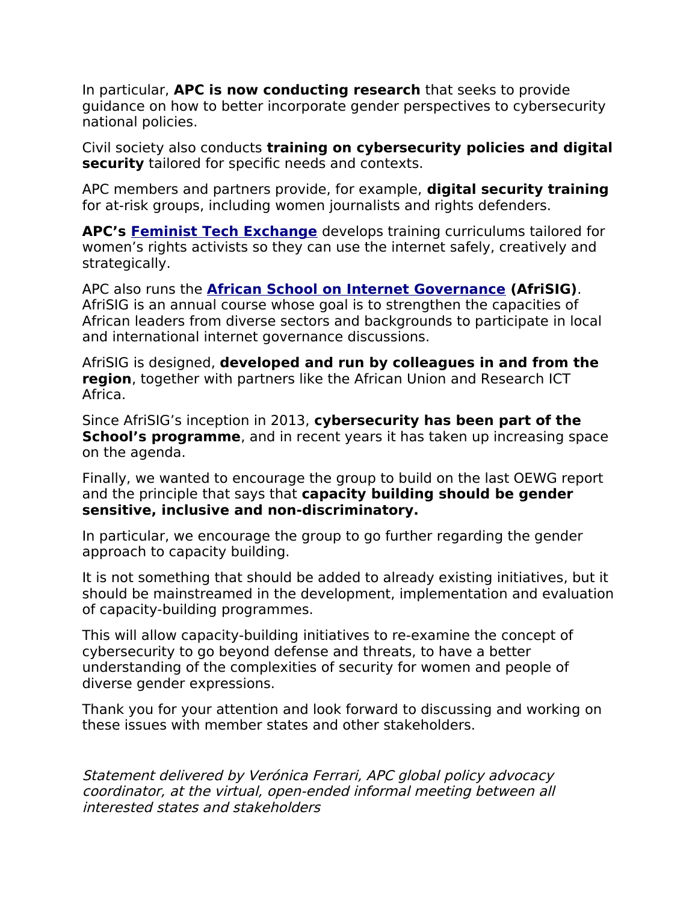In particular, **APC is now conducting research** that seeks to provide guidance on how to better incorporate gender perspectives to cybersecurity national policies.

Civil society also conducts **training on cybersecurity policies and digital security** tailored for specific needs and contexts.

APC members and partners provide, for example, **digital security training** for at-risk groups, including women journalists and rights defenders.

**APC's Feminist Tech Exchange** develops training curriculums tailored for women's rights activists so they can use the internet safely, creatively and strategically.

APC also runs the **African School on Internet Governance (AfriSIG)**. AfriSIG is an annual course whose goal is to strengthen the capacities of African leaders from diverse sectors and backgrounds to participate in local and international internet governance discussions.

AfriSIG is designed, **developed and run by colleagues in and from the region**, together with partners like the African Union and Research ICT Africa.

Since AfriSIG's inception in 2013, **cybersecurity has been part of the School's programme**, and in recent years it has taken up increasing space on the agenda.

Finally, we wanted to encourage the group to build on the last OEWG report and the principle that says that **capacity building should be gender sensitive, inclusive and non-discriminatory.**

In particular, we encourage the group to go further regarding the gender approach to capacity building.

It is not something that should be added to already existing initiatives, but it should be mainstreamed in the development, implementation and evaluation of capacity-building programmes.

This will allow capacity-building initiatives to re-examine the concept of cybersecurity to go beyond defense and threats, to have a better understanding of the complexities of security for women and people of diverse gender expressions.

Thank you for your attention and look forward to discussing and working on these issues with member states and other stakeholders.

*Statement delivered by Verónica Ferrari, APC global policy advocacy coordinator, at the virtual, open-ended informal meeting between all interested states and stakeholders*